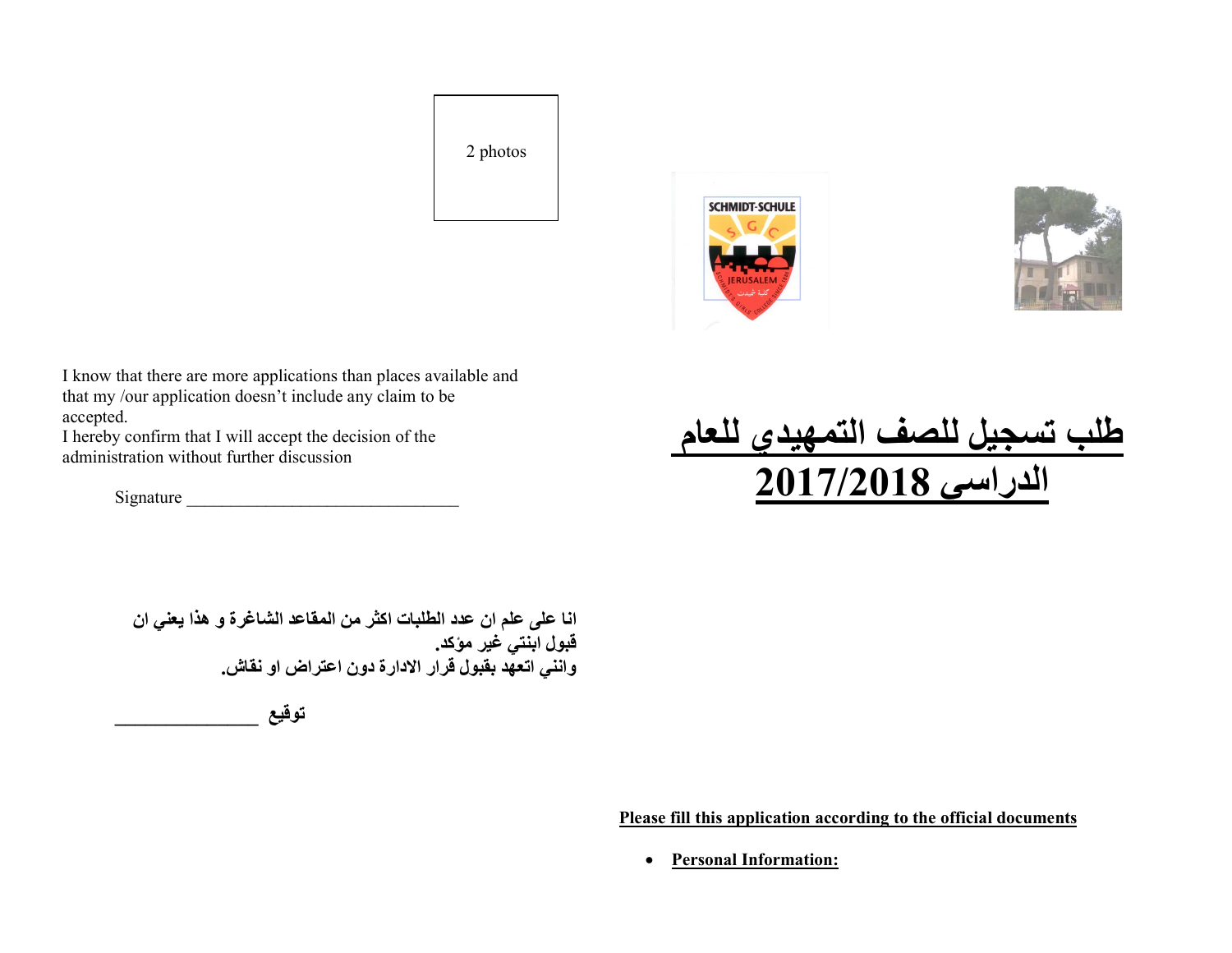2 photos

I know that there are more applications than places available and that my /our application doesn't include any claim to be accepted.
I hereby confirm that I will accept the decision of the administration without further discussion

Signature _______________________________

**انا على علم ان عدد الطلبات اكثر من المقاعد الشاغرة و هذا يعني ان قبول ابنتي غير مؤكد.**
**وانني اتعهد بقبول قرار الادارة دون اعتراض او نقاش.**

**توقيع _______________**

SCHMIDT-SCHULE

JERUSALEM

# طلب تسجيل للصف التمهيدي للعام الدراسى 2017/2018

**Please fill this application according to the official documents**

- **Personal Information:**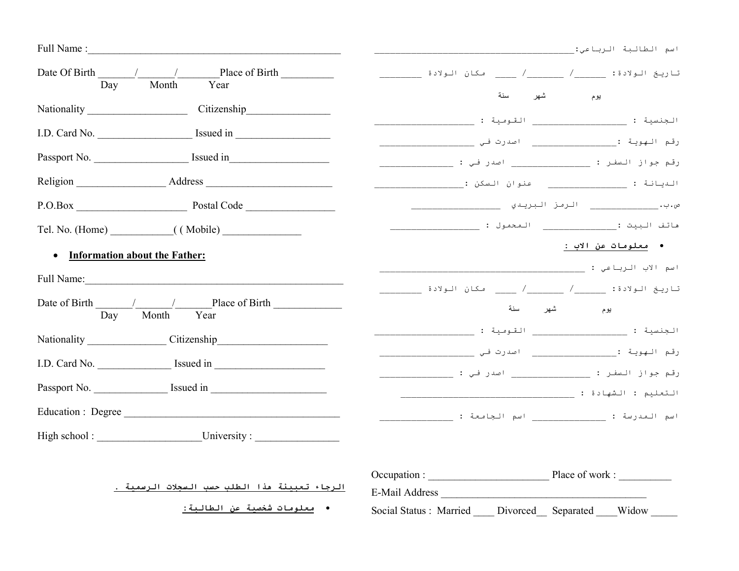Full Name :_______________________________________________

Date Of Birth _______/_______/________Place of Birth __________
Day Month Year

Nationality ___________________ Citizenship________________

I.D. Card No. __________________ Issued in __________________

Passport No. __________________ Issued in___________________

Religion _________________ Address _________________________

P.O.Box _____________________ Postal Code _________________

Tel. No. (Home) ____________( ( Mobile) _______________

- **Information about the Father:**

Full Name:_________________________________________________

Date of Birth _______/_______/_______Place of Birth _____________
Day Month Year

Nationality _______________ Citizenship_____________________

I.D. Card No. ______________ Issued in _____________________

Passport No. ______________ Issued in ______________________

Education : Degree ___________________________________________

High school : ____________________University : ________________

الرجاء تعبيئة هذا الطلب حسب السجلات الرسمية .

- معلومات شخصية عن الطالبة:

اسم الطالبة الرباعي:________________________________________

تاريخ الولادة: ______/_______/ ____ مكان الولادة ________

يوم شهر سنة

الجنسية : __________________ القومية : ___________________

رقم الهوية :________________ اصدرت في __________________

رقم جواز السفر : _______________ اصدر في : ______________

الديانة : _______________ عنوان السكن :_________________

ص.ب.______________ الرمز البريدي _________________

هاتف البيت :______________ المحمول : _________________

- معلومات عن الاب :

اسم الاب الرباعي : _______________________________________

تاريخ الولادة: ______/_______/ ____ مكان الولادة ________

يوم شهر سنة

الجنسية : __________________ القومية : ___________________

رقم الهوية :________________ اصدرت في __________________

رقم جواز السفر : _______________ اصدر في : ______________

التعليم : الشهادة : _________________________________

اسم المدرسة : _______________ اسم الجامعة : ______________

Occupation : _______________________ Place of work : __________

E-Mail Address _______________________________________

Social Status : Married ____ Divorced__ Separated ____Widow _____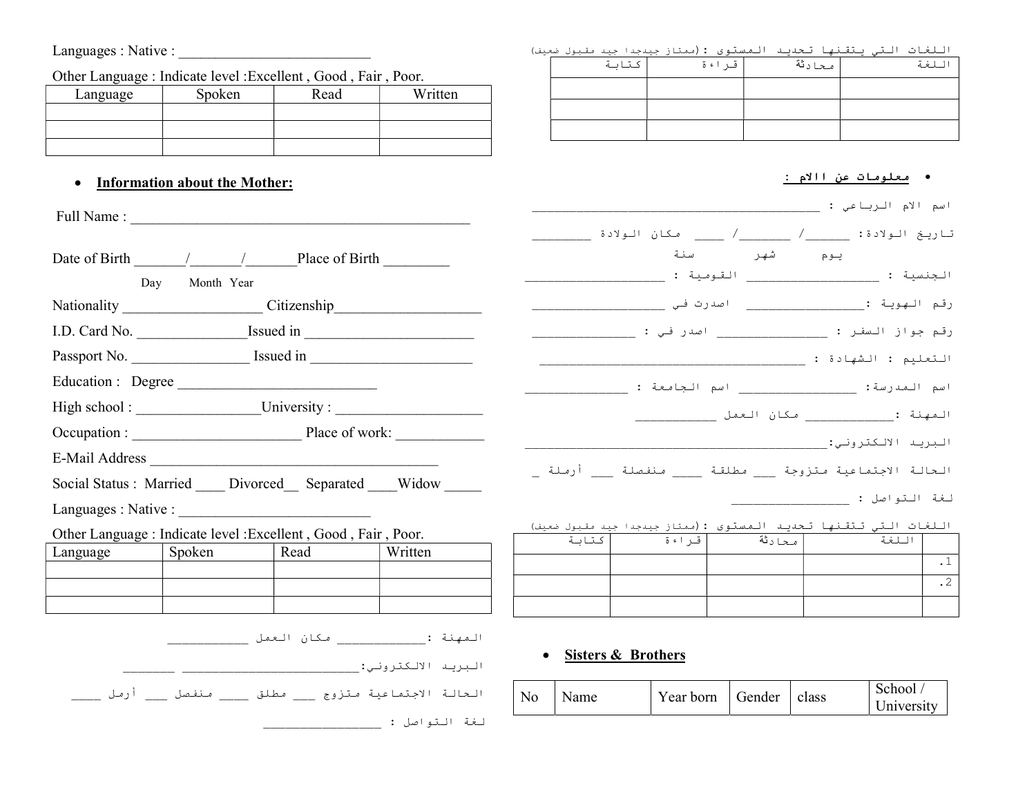Languages : Native : __________________________

Other Language : Indicate level :Excellent , Good , Fair , Poor.

| Language | Spoken | Read | Written |
| --- | --- | --- | --- |
| | | | |
| | | | |
| | | | |

- **Information about the Mother:**

Full Name : ________________________________________________

Date of Birth _______/_______/_______Place of Birth _________

Day Month Year

Nationality ___________________ Citizenship____________________

I.D. Card No. _______________Issued in ________________________

Passport No. ________________ Issued in ______________________

Education : Degree ____________________________

High school : _________________University : ____________________

Occupation : _______________________ Place of work: ____________

E-Mail Address __________________________________________

Social Status : Married ____ Divorced__ Separated ____Widow _____

Languages : Native : __________________________

Other Language : Indicate level :Excellent , Good , Fair , Poor.

| Language | Spoken | Read | Written |
| --- | --- | --- | --- |
| | | | |
| | | | |
| | | | |

المهنة :____________ مكان العمل ____________

البريد الالكتروني:__________________________ ________

الحالة الاجتماعية متزوج ___ مطلق ____ منفصل ___ أرمل ____

لغة التواصل : _________________

اللغات التي يتقنها تحديد المستوى :(ممتاز جيدجدا جيد مقبول ضعيف)

| اللغة | محادثة | قراءة | كتابة |
| --- | --- | --- | --- |
| | | | |
| | | | |
| | | | |

- **معلومات عن الام :**

اسم الام الرباعي : ___________________________________________

تاريخ الولادة: ______/ _______/ ____ مكان الولادة _________

يوم شهر سنة

الجنسية : ___________________ القومية : ____________________

رقم الهوية :_________________ اصدرت في ___________________

رقم جواز السفر : _______________ اصدر في : ______________

التعليم : الشهادة : ________________________________________

اسم المدرسة: ________________ اسم الجامعة : _______________

المهنة :____________ مكان العمل ___________

البريد الالكتروني:_____________________________________________

الحالة الاجتماعية متزوجة ___ مطلقة ____ منفصلة ___ أرملة _

لغة التواصل : ________________

اللغات التي تتقنها تحديد المستوى :(ممتاز جيدجدا جيد مقبول ضعيف)

| | اللغة | محادثة | قراءة | كتابة |
| --- | --- | --- | --- | --- |
| .1 | | | | |
| .2 | | | | |
| | | | | |

- **Sisters & Brothers**

| No | Name | Year born | Gender | class | School / University |
| --- | --- | --- | --- | --- | --- |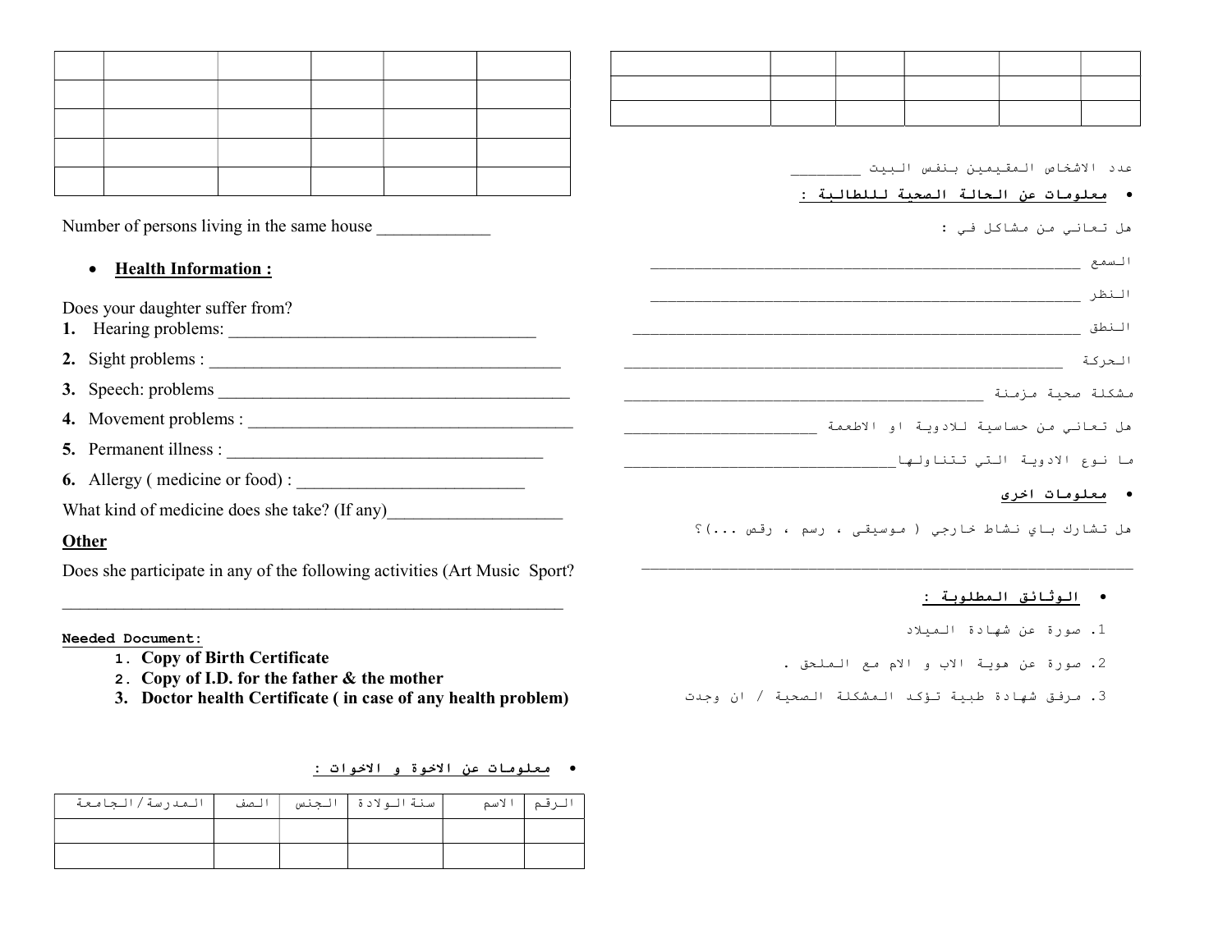| | | | | | |
|---|---|---|---|---|---|
| | | | | | |
| | | | | | |
| | | | | | |
| | | | | | |
| | | | | | |

Number of persons living in the same house _____________

- **Health Information :**

Does your daughter suffer from?
1. Hearing problems: ___________________________________
2. Sight problems : ________________________________________
3. Speech: problems ________________________________________
4. Movement problems : ______________________________________
5. Permanent illness : ____________________________________
6. Allergy ( medicine or food) : __________________________

What kind of medicine does she take? (If any)____________________

**Other**

Does she participate in any of the following activities (Art Music Sport?

____________________________________________________________

**Needed Document:**
1. **Copy of Birth Certificate**
2. **Copy of I.D. for the father & the mother**
3. **Doctor health Certificate ( in case of any health problem)**

- **معلومات عن الاخوة و الاخوات :**

| الرقم | الاسم | سنة الولادة | الجنس | الصف | المدرسة/الجامعة |
|---|---|---|---|---|---|
| | | | | | |
| | | | | | |

| | | | | | |
|---|---|---|---|---|---|
| | | | | | |
| | | | | | |
| | | | | | |

عدد الاشخاص المقيمين بنفس البيت ________

- **معلومات عن الحالة الصحية للطالبة :**

هل تعاني من مشاكل في :

السمع ________________________________________________

النظر ________________________________________________

النطق ________________________________________________

الحركة ________________________________________________

مشكلة صحية مزمنة ________________________________________

هل تعاني من حساسية للادوية او الاطعمة ______________________

ما نوع الادوية التي تتناولها________________________________

- **معلومات اخرى**

هل تشارك باي نشاط خارجي ( موسيقى ، رسم ، رقص ...)؟

________________________________________________________

- **الوثائق المطلوبة :**

1. صورة عن شهادة الميلاد
2. صورة عن هوية الاب و الام مع الملحق .
3. مرفق شهادة طبية تؤكد المشكلة الصحية / ان وجدت